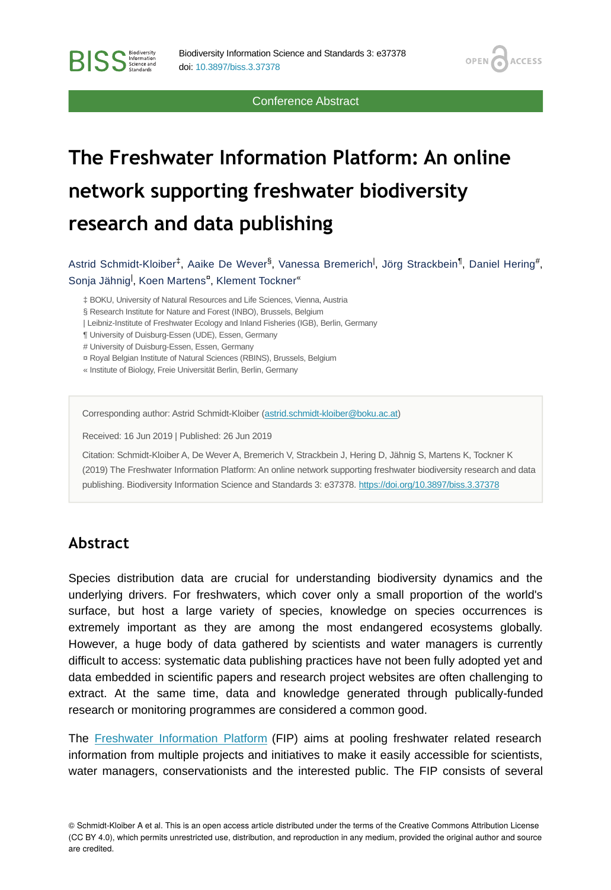Conference Abstract

# The Freshwater Information Platform: An online network supporting freshwater biodiversity research and data publishing

Astrid Schmidt-Kloiber[‡], Aaike De Wever[§], Vanessa Bremerich[|], Jörg Strackbein[¶], Daniel Hering[#], Sonja Jähnig[|], Koen Martens[¤], Klement Tockner[«]

‡ BOKU, University of Natural Resources and Life Sciences, Vienna, Austria
§ Research Institute for Nature and Forest (INBO), Brussels, Belgium
| Leibniz-Institute of Freshwater Ecology and Inland Fisheries (IGB), Berlin, Germany
¶ University of Duisburg-Essen (UDE), Essen, Germany
# University of Duisburg-Essen, Essen, Germany
¤ Royal Belgian Institute of Natural Sciences (RBINS), Brussels, Belgium
« Institute of Biology, Freie Universität Berlin, Berlin, Germany

Corresponding author: Astrid Schmidt-Kloiber (astrid.schmidt-kloiber@boku.ac.at)

Received: 16 Jun 2019 | Published: 26 Jun 2019

Citation: Schmidt-Kloiber A, De Wever A, Bremerich V, Strackbein J, Hering D, Jähnig S, Martens K, Tockner K (2019) The Freshwater Information Platform: An online network supporting freshwater biodiversity research and data publishing. Biodiversity Information Science and Standards 3: e37378. https://doi.org/10.3897/biss.3.37378

## Abstract

Species distribution data are crucial for understanding biodiversity dynamics and the underlying drivers. For freshwaters, which cover only a small proportion of the world's surface, but host a large variety of species, knowledge on species occurrences is extremely important as they are among the most endangered ecosystems globally. However, a huge body of data gathered by scientists and water managers is currently difficult to access: systematic data publishing practices have not been fully adopted yet and data embedded in scientific papers and research project websites are often challenging to extract. At the same time, data and knowledge generated through publically-funded research or monitoring programmes are considered a common good.

The Freshwater Information Platform (FIP) aims at pooling freshwater related research information from multiple projects and initiatives to make it easily accessible for scientists, water managers, conservationists and the interested public. The FIP consists of several

© Schmidt-Kloiber A et al. This is an open access article distributed under the terms of the Creative Commons Attribution License (CC BY 4.0), which permits unrestricted use, distribution, and reproduction in any medium, provided the original author and source are credited.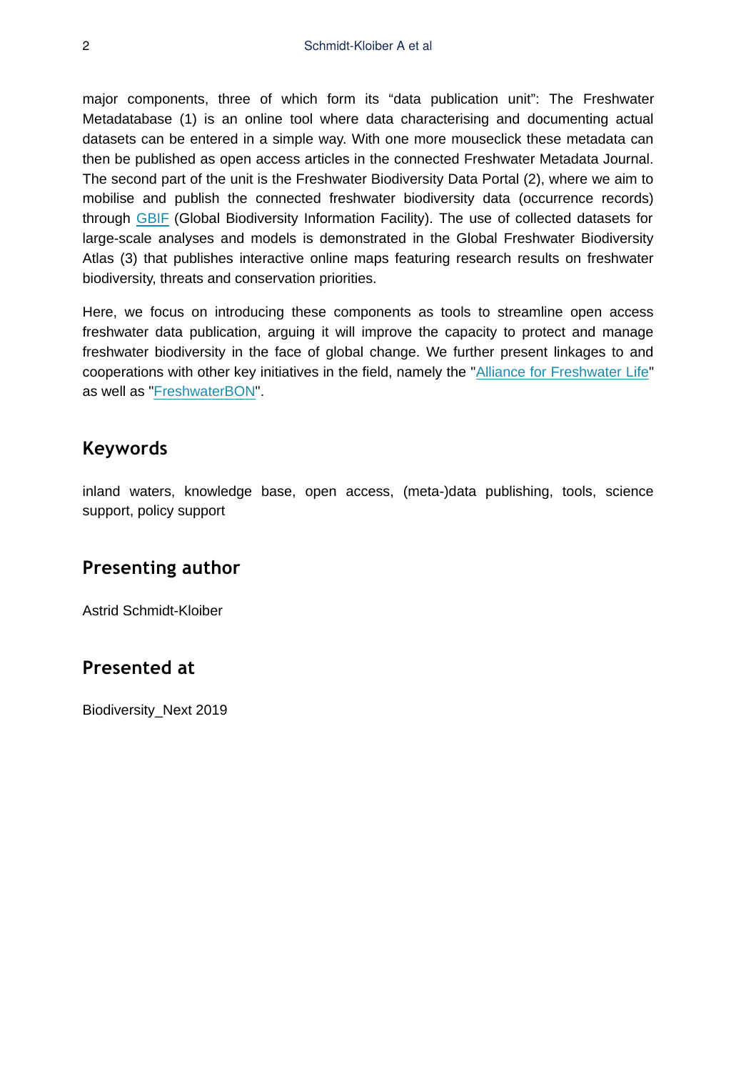major components, three of which form its “data publication unit”: The Freshwater Metadatabase (1) is an online tool where data characterising and documenting actual datasets can be entered in a simple way. With one more mouseclick these metadata can then be published as open access articles in the connected Freshwater Metadata Journal. The second part of the unit is the Freshwater Biodiversity Data Portal (2), where we aim to mobilise and publish the connected freshwater biodiversity data (occurrence records) through GBIF (Global Biodiversity Information Facility). The use of collected datasets for large-scale analyses and models is demonstrated in the Global Freshwater Biodiversity Atlas (3) that publishes interactive online maps featuring research results on freshwater biodiversity, threats and conservation priorities.

Here, we focus on introducing these components as tools to streamline open access freshwater data publication, arguing it will improve the capacity to protect and manage freshwater biodiversity in the face of global change. We further present linkages to and cooperations with other key initiatives in the field, namely the "Alliance for Freshwater Life" as well as "FreshwaterBON".

## Keywords

inland waters, knowledge base, open access, (meta-)data publishing, tools, science support, policy support

## Presenting author

Astrid Schmidt-Kloiber

## Presented at

Biodiversity_Next 2019